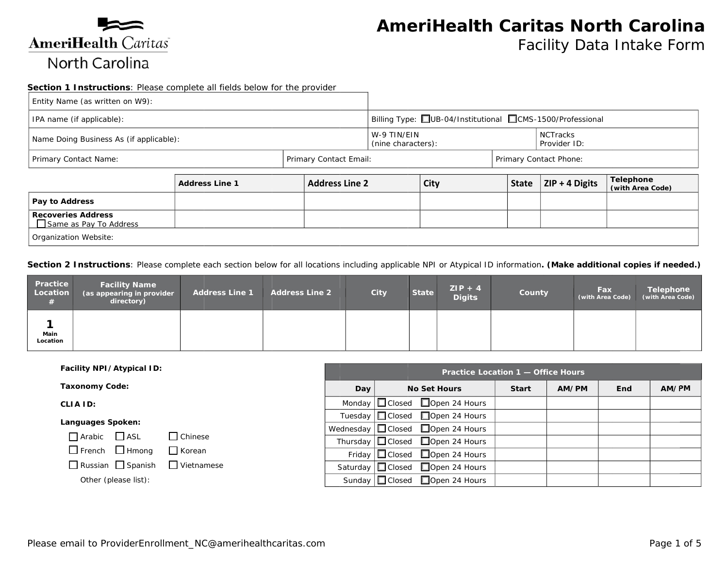# AmeriHealth Caritas North Carolina

## Facility Data Intake Form

**Section 1 Instructions**: Please complete all fields below for the provider

| Entity Name (as written on W9): | | | |
|---|---|---|---|
| IPA name (if applicable): | | Billing Type: ☐UB-04/Institutional ☐CMS-1500/Professional | |
| Name Doing Business As (if applicable): | | W-9 TIN/EIN (nine characters): | NCTracks Provider ID: |
| Primary Contact Name: | Primary Contact Email: | | Primary Contact Phone: |

| | Address Line 1 | Address Line 2 | City | State | ZIP + 4 Digits | Telephone (with Area Code) |
|---|---|---|---|---|---|---|
| **Pay to Address** | | | | | | |
| **Recoveries Address** ☐ Same as Pay To Address | | | | | | |
| Organization Website: | | | | | | |

**Section 2 Instructions**: Please complete each section below for all locations including applicable NPI or Atypical ID information**. (Make additional copies if needed.)**

| Practice Location # | Facility Name (as appearing in provider directory) | Address Line 1 | Address Line 2 | City | State | ZIP + 4 Digits | County | Fax (with Area Code) | Telephone (with Area Code) |
|---|---|---|---|---|---|---|---|---|---|
| **1** Main Location | | | | | | | | | |

**Facility NPI/Atypical ID:**

**Taxonomy Code:**

**CLIA ID:**

**Languages Spoken:**

☐ Arabic ☐ ASL ☐ Chinese
☐ French ☐ Hmong ☐ Korean
☐ Russian ☐ Spanish ☐ Vietnamese

Other (please list):

| Practice Location 1 — Office Hours | | | | | | |
|---|---|---|---|---|---|---|
| Day | No Set Hours | | Start | AM/PM | End | AM/PM |
| Monday | ☐Closed | ☐Open 24 Hours | | | | |
| Tuesday | ☐Closed | ☐Open 24 Hours | | | | |
| Wednesday | ☐Closed | ☐Open 24 Hours | | | | |
| Thursday | ☐Closed | ☐Open 24 Hours | | | | |
| Friday | ☐Closed | ☐Open 24 Hours | | | | |
| Saturday | ☐Closed | ☐Open 24 Hours | | | | |
| Sunday | ☐Closed | ☐Open 24 Hours | | | | |

Please email to ProviderEnrollment_NC@amerihealthcaritas.com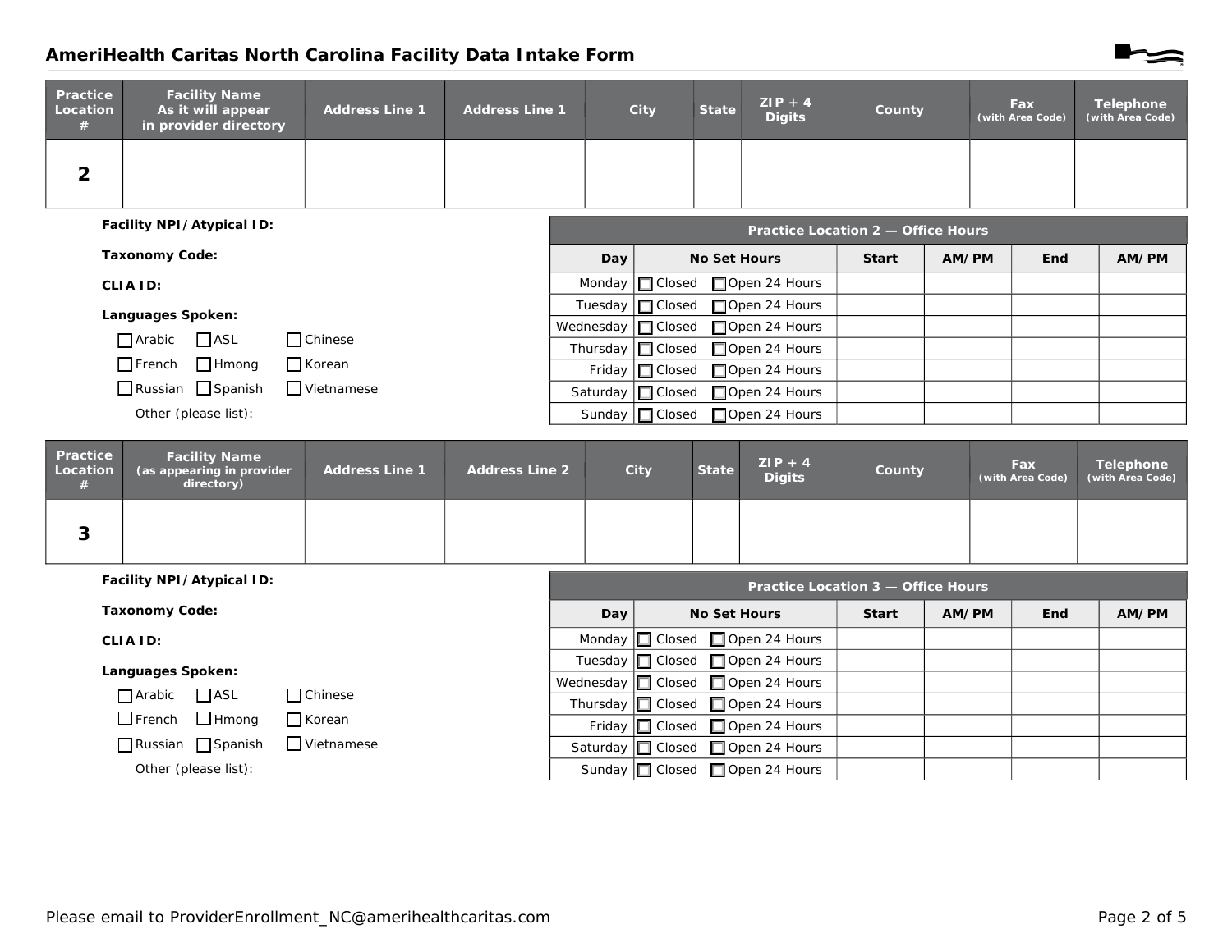## AmeriHealth Caritas North Carolina Facility Data Intake Form

| Practice Location # | Facility Name As it will appear in provider directory | Address Line 1 | Address Line 1 | City | State | ZIP + 4 Digits | County | Fax (with Area Code) | Telephone (with Area Code) |
|---|---|---|---|---|---|---|---|---|---|
| 2 | | | | | | | | | |

**Facility NPI/Atypical ID:**

**Taxonomy Code:**

**CLIA ID:**

**Languages Spoken:**

- ☐ Arabic ☐ ASL ☐ Chinese
- ☐ French ☐ Hmong ☐ Korean
- ☐ Russian ☐ Spanish ☐ Vietnamese

Other (please list):

| Practice Location 2 — Office Hours | | | | | | |
|---|---|---|---|---|---|---|
| **Day** | **No Set Hours** | | **Start** | **AM/PM** | **End** | **AM/PM** |
| Monday | ☐ Closed | ☐ Open 24 Hours | | | | |
| Tuesday | ☐ Closed | ☐ Open 24 Hours | | | | |
| Wednesday | ☐ Closed | ☐ Open 24 Hours | | | | |
| Thursday | ☐ Closed | ☐ Open 24 Hours | | | | |
| Friday | ☐ Closed | ☐ Open 24 Hours | | | | |
| Saturday | ☐ Closed | ☐ Open 24 Hours | | | | |
| Sunday | ☐ Closed | ☐ Open 24 Hours | | | | |

| Practice Location # | Facility Name (as appearing in provider directory) | Address Line 1 | Address Line 2 | City | State | ZIP + 4 Digits | County | Fax (with Area Code) | Telephone (with Area Code) |
|---|---|---|---|---|---|---|---|---|---|
| 3 | | | | | | | | | |

**Facility NPI/Atypical ID:**

**Taxonomy Code:**

**CLIA ID:**

**Languages Spoken:**

- ☐ Arabic ☐ ASL ☐ Chinese
- ☐ French ☐ Hmong ☐ Korean
- ☐ Russian ☐ Spanish ☐ Vietnamese

Other (please list):

| Practice Location 3 — Office Hours | | | | | | |
|---|---|---|---|---|---|---|
| **Day** | **No Set Hours** | | **Start** | **AM/PM** | **End** | **AM/PM** |
| Monday | ☐ Closed | ☐ Open 24 Hours | | | | |
| Tuesday | ☐ Closed | ☐ Open 24 Hours | | | | |
| Wednesday | ☐ Closed | ☐ Open 24 Hours | | | | |
| Thursday | ☐ Closed | ☐ Open 24 Hours | | | | |
| Friday | ☐ Closed | ☐ Open 24 Hours | | | | |
| Saturday | ☐ Closed | ☐ Open 24 Hours | | | | |
| Sunday | ☐ Closed | ☐ Open 24 Hours | | | | |

Please email to ProviderEnrollment_NC@amerihealthcaritas.com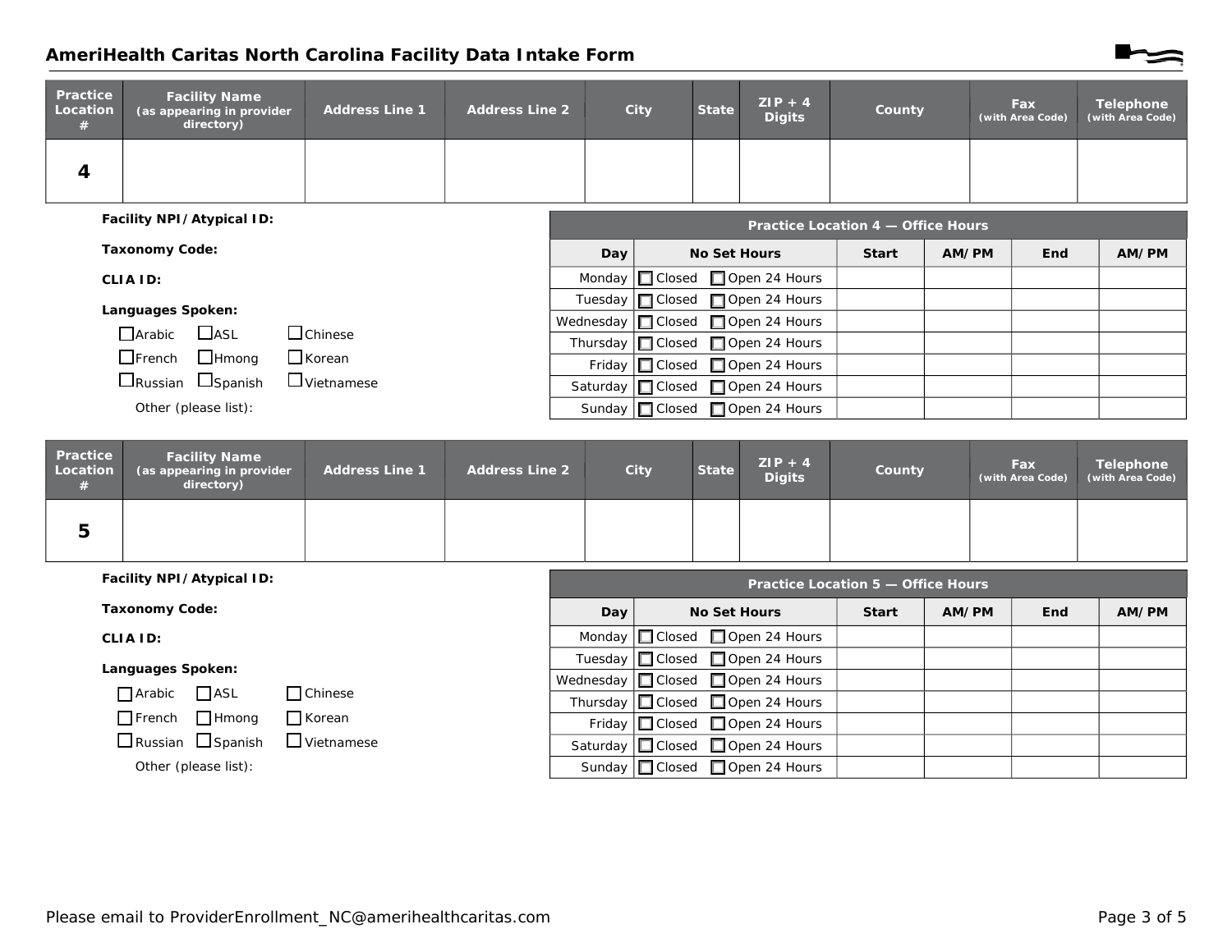## AmeriHealth Caritas North Carolina Facility Data Intake Form

| Practice Location # | Facility Name (as appearing in provider directory) | Address Line 1 | Address Line 2 | City | State | ZIP + 4 Digits | County | Fax (with Area Code) | Telephone (with Area Code) |
|---|---|---|---|---|---|---|---|---|---|
| 4 | | | | | | | | | |

**Facility NPI/Atypical ID:**

**Taxonomy Code:**

**CLIA ID:**

**Languages Spoken:**

☐ Arabic ☐ ASL ☐ Chinese

☐ French ☐ Hmong ☐ Korean

☐ Russian ☐ Spanish ☐ Vietnamese

Other (please list):

| Practice Location 4 — Office Hours | | | | | |
|---|---|---|---|---|---|
| **Day** | **No Set Hours** | **Start** | **AM/PM** | **End** | **AM/PM** |
| Monday | ☐ Closed ☐ Open 24 Hours | | | | |
| Tuesday | ☐ Closed ☐ Open 24 Hours | | | | |
| Wednesday | ☐ Closed ☐ Open 24 Hours | | | | |
| Thursday | ☐ Closed ☐ Open 24 Hours | | | | |
| Friday | ☐ Closed ☐ Open 24 Hours | | | | |
| Saturday | ☐ Closed ☐ Open 24 Hours | | | | |
| Sunday | ☐ Closed ☐ Open 24 Hours | | | | |

| Practice Location # | Facility Name (as appearing in provider directory) | Address Line 1 | Address Line 2 | City | State | ZIP + 4 Digits | County | Fax (with Area Code) | Telephone (with Area Code) |
|---|---|---|---|---|---|---|---|---|---|
| 5 | | | | | | | | | |

**Facility NPI/Atypical ID:**

**Taxonomy Code:**

**CLIA ID:**

**Languages Spoken:**

☐ Arabic ☐ ASL ☐ Chinese

☐ French ☐ Hmong ☐ Korean

☐ Russian ☐ Spanish ☐ Vietnamese

Other (please list):

| Practice Location 5 — Office Hours | | | | | |
|---|---|---|---|---|---|
| **Day** | **No Set Hours** | **Start** | **AM/PM** | **End** | **AM/PM** |
| Monday | ☐ Closed ☐ Open 24 Hours | | | | |
| Tuesday | ☐ Closed ☐ Open 24 Hours | | | | |
| Wednesday | ☐ Closed ☐ Open 24 Hours | | | | |
| Thursday | ☐ Closed ☐ Open 24 Hours | | | | |
| Friday | ☐ Closed ☐ Open 24 Hours | | | | |
| Saturday | ☐ Closed ☐ Open 24 Hours | | | | |
| Sunday | ☐ Closed ☐ Open 24 Hours | | | | |

Please email to ProviderEnrollment_NC@amerihealthcaritas.com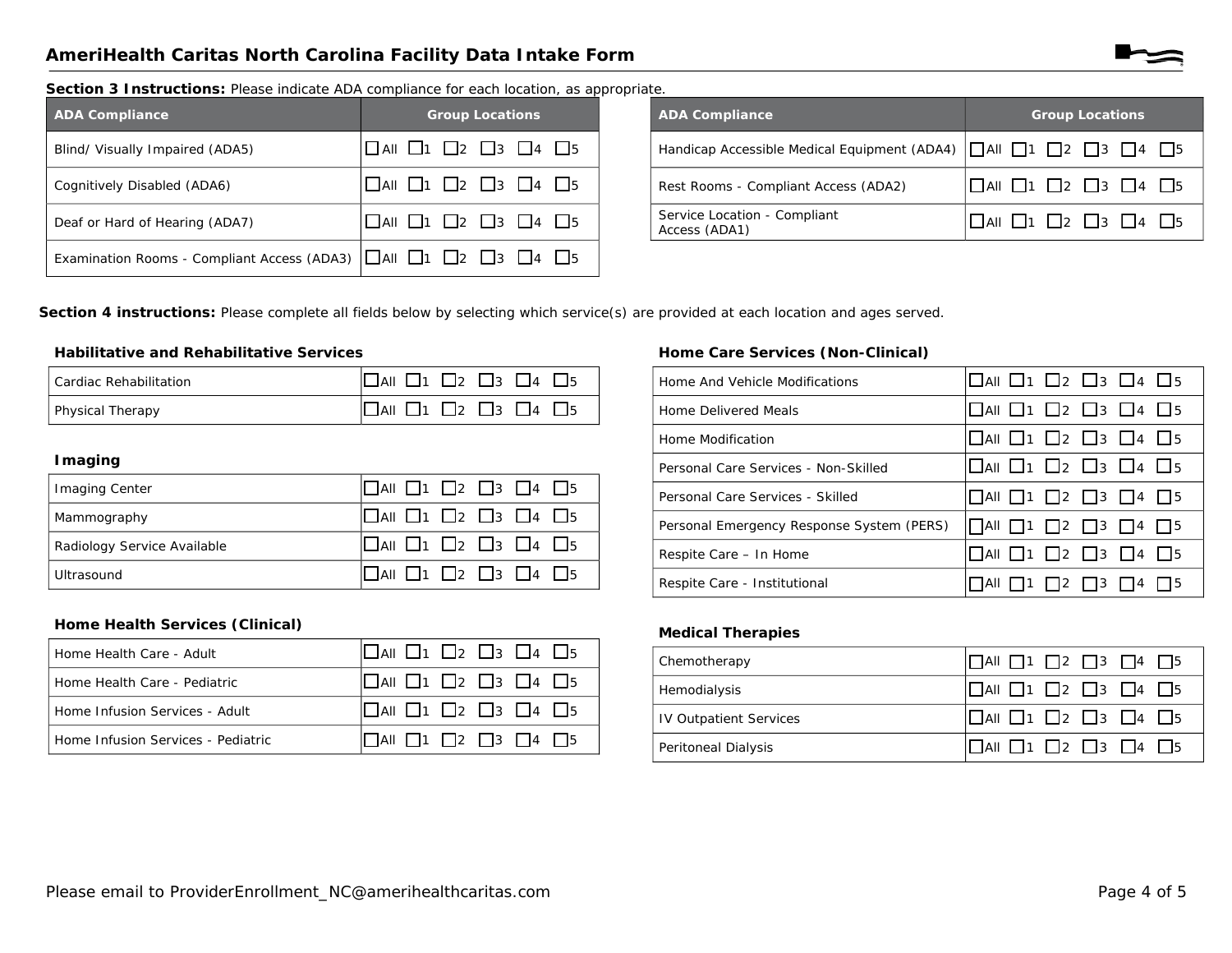## AmeriHealth Caritas North Carolina Facility Data Intake Form

**Section 3 Instructions:** Please indicate ADA compliance for each location, as appropriate.

| ADA Compliance | Group Locations |
|---|---|
| Blind/ Visually Impaired (ADA5) | ☐All ☐1 ☐2 ☐3 ☐4 ☐5 |
| Cognitively Disabled (ADA6) | ☐All ☐1 ☐2 ☐3 ☐4 ☐5 |
| Deaf or Hard of Hearing (ADA7) | ☐All ☐1 ☐2 ☐3 ☐4 ☐5 |
| Examination Rooms - Compliant Access (ADA3) | ☐All ☐1 ☐2 ☐3 ☐4 ☐5 |

| ADA Compliance | Group Locations |
|---|---|
| Handicap Accessible Medical Equipment (ADA4) | ☐All ☐1 ☐2 ☐3 ☐4 ☐5 |
| Rest Rooms - Compliant Access (ADA2) | ☐All ☐1 ☐2 ☐3 ☐4 ☐5 |
| Service Location - Compliant Access (ADA1) | ☐All ☐1 ☐2 ☐3 ☐4 ☐5 |

**Section 4 instructions:** Please complete all fields below by selecting which service(s) are provided at each location and ages served.

### Habilitative and Rehabilitative Services

| | |
|---|---|
| Cardiac Rehabilitation | ☐All ☐1 ☐2 ☐3 ☐4 ☐5 |
| Physical Therapy | ☐All ☐1 ☐2 ☐3 ☐4 ☐5 |

### Imaging

| | |
|---|---|
| Imaging Center | ☐All ☐1 ☐2 ☐3 ☐4 ☐5 |
| Mammography | ☐All ☐1 ☐2 ☐3 ☐4 ☐5 |
| Radiology Service Available | ☐All ☐1 ☐2 ☐3 ☐4 ☐5 |
| Ultrasound | ☐All ☐1 ☐2 ☐3 ☐4 ☐5 |

### Home Health Services (Clinical)

| | |
|---|---|
| Home Health Care - Adult | ☐All ☐1 ☐2 ☐3 ☐4 ☐5 |
| Home Health Care - Pediatric | ☐All ☐1 ☐2 ☐3 ☐4 ☐5 |
| Home Infusion Services - Adult | ☐All ☐1 ☐2 ☐3 ☐4 ☐5 |
| Home Infusion Services - Pediatric | ☐All ☐1 ☐2 ☐3 ☐4 ☐5 |

### Home Care Services (Non-Clinical)

| | |
|---|---|
| Home And Vehicle Modifications | ☐All ☐1 ☐2 ☐3 ☐4 ☐5 |
| Home Delivered Meals | ☐All ☐1 ☐2 ☐3 ☐4 ☐5 |
| Home Modification | ☐All ☐1 ☐2 ☐3 ☐4 ☐5 |
| Personal Care Services - Non-Skilled | ☐All ☐1 ☐2 ☐3 ☐4 ☐5 |
| Personal Care Services - Skilled | ☐All ☐1 ☐2 ☐3 ☐4 ☐5 |
| Personal Emergency Response System (PERS) | ☐All ☐1 ☐2 ☐3 ☐4 ☐5 |
| Respite Care – In Home | ☐All ☐1 ☐2 ☐3 ☐4 ☐5 |
| Respite Care - Institutional | ☐All ☐1 ☐2 ☐3 ☐4 ☐5 |

### Medical Therapies

| | |
|---|---|
| Chemotherapy | ☐All ☐1 ☐2 ☐3 ☐4 ☐5 |
| Hemodialysis | ☐All ☐1 ☐2 ☐3 ☐4 ☐5 |
| IV Outpatient Services | ☐All ☐1 ☐2 ☐3 ☐4 ☐5 |
| Peritoneal Dialysis | ☐All ☐1 ☐2 ☐3 ☐4 ☐5 |

Please email to ProviderEnrollment_NC@amerihealthcaritas.com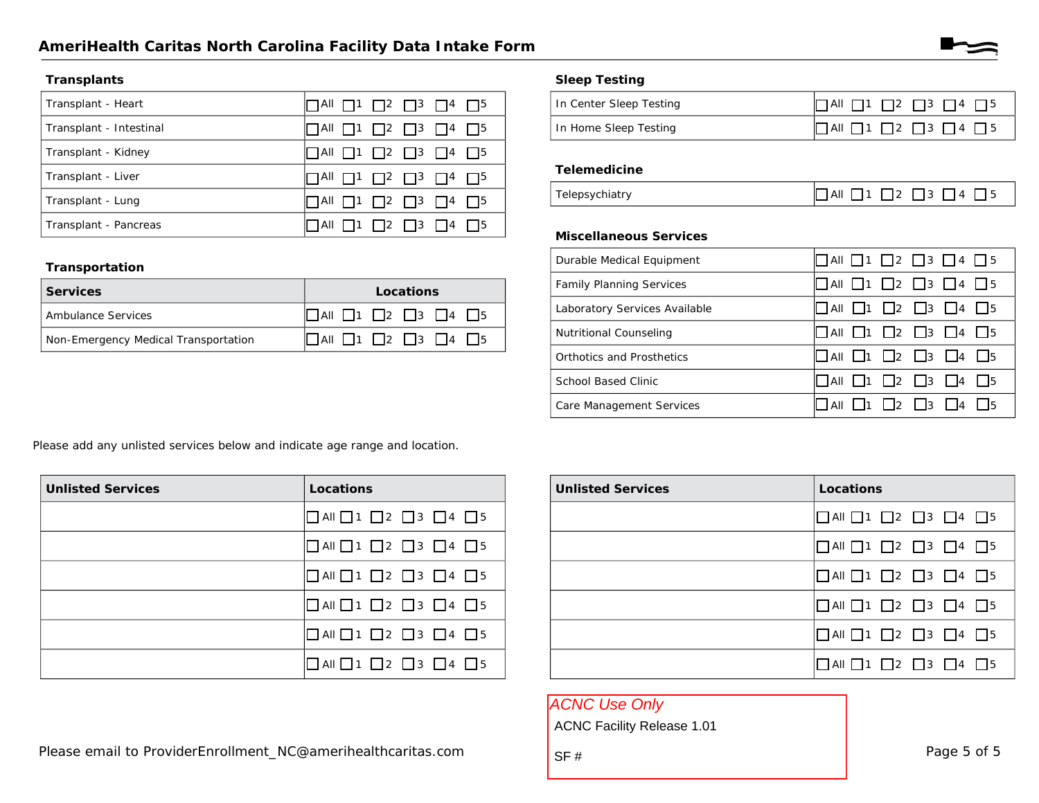## AmeriHealth Caritas North Carolina Facility Data Intake Form

### Transplants

| | |
|---|---|
| Transplant - Heart | ☐All ☐1 ☐2 ☐3 ☐4 ☐5 |
| Transplant - Intestinal | ☐All ☐1 ☐2 ☐3 ☐4 ☐5 |
| Transplant - Kidney | ☐All ☐1 ☐2 ☐3 ☐4 ☐5 |
| Transplant - Liver | ☐All ☐1 ☐2 ☐3 ☐4 ☐5 |
| Transplant - Lung | ☐All ☐1 ☐2 ☐3 ☐4 ☐5 |
| Transplant - Pancreas | ☐All ☐1 ☐2 ☐3 ☐4 ☐5 |

### Transportation

| Services | Locations |
|---|---|
| Ambulance Services | ☐All ☐1 ☐2 ☐3 ☐4 ☐5 |
| Non-Emergency Medical Transportation | ☐All ☐1 ☐2 ☐3 ☐4 ☐5 |

### Sleep Testing

| | |
|---|---|
| In Center Sleep Testing | ☐All ☐1 ☐2 ☐3 ☐4 ☐5 |
| In Home Sleep Testing | ☐All ☐1 ☐2 ☐3 ☐4 ☐5 |

### Telemedicine

| | |
|---|---|
| Telepsychiatry | ☐All ☐1 ☐2 ☐3 ☐4 ☐5 |

### Miscellaneous Services

| | |
|---|---|
| Durable Medical Equipment | ☐All ☐1 ☐2 ☐3 ☐4 ☐5 |
| Family Planning Services | ☐All ☐1 ☐2 ☐3 ☐4 ☐5 |
| Laboratory Services Available | ☐All ☐1 ☐2 ☐3 ☐4 ☐5 |
| Nutritional Counseling | ☐All ☐1 ☐2 ☐3 ☐4 ☐5 |
| Orthotics and Prosthetics | ☐All ☐1 ☐2 ☐3 ☐4 ☐5 |
| School Based Clinic | ☐All ☐1 ☐2 ☐3 ☐4 ☐5 |
| Care Management Services | ☐All ☐1 ☐2 ☐3 ☐4 ☐5 |

Please add any unlisted services below and indicate age range and location.

| Unlisted Services | Locations |
|---|---|
| | ☐All ☐1 ☐2 ☐3 ☐4 ☐5 |
| | ☐All ☐1 ☐2 ☐3 ☐4 ☐5 |
| | ☐All ☐1 ☐2 ☐3 ☐4 ☐5 |
| | ☐All ☐1 ☐2 ☐3 ☐4 ☐5 |
| | ☐All ☐1 ☐2 ☐3 ☐4 ☐5 |
| | ☐All ☐1 ☐2 ☐3 ☐4 ☐5 |

| Unlisted Services | Locations |
|---|---|
| | ☐All ☐1 ☐2 ☐3 ☐4 ☐5 |
| | ☐All ☐1 ☐2 ☐3 ☐4 ☐5 |
| | ☐All ☐1 ☐2 ☐3 ☐4 ☐5 |
| | ☐All ☐1 ☐2 ☐3 ☐4 ☐5 |
| | ☐All ☐1 ☐2 ☐3 ☐4 ☐5 |
| | ☐All ☐1 ☐2 ☐3 ☐4 ☐5 |

*ACNC Use Only*

ACNC Facility Release 1.01

SF #

Please email to ProviderEnrollment_NC@amerihealthcaritas.com